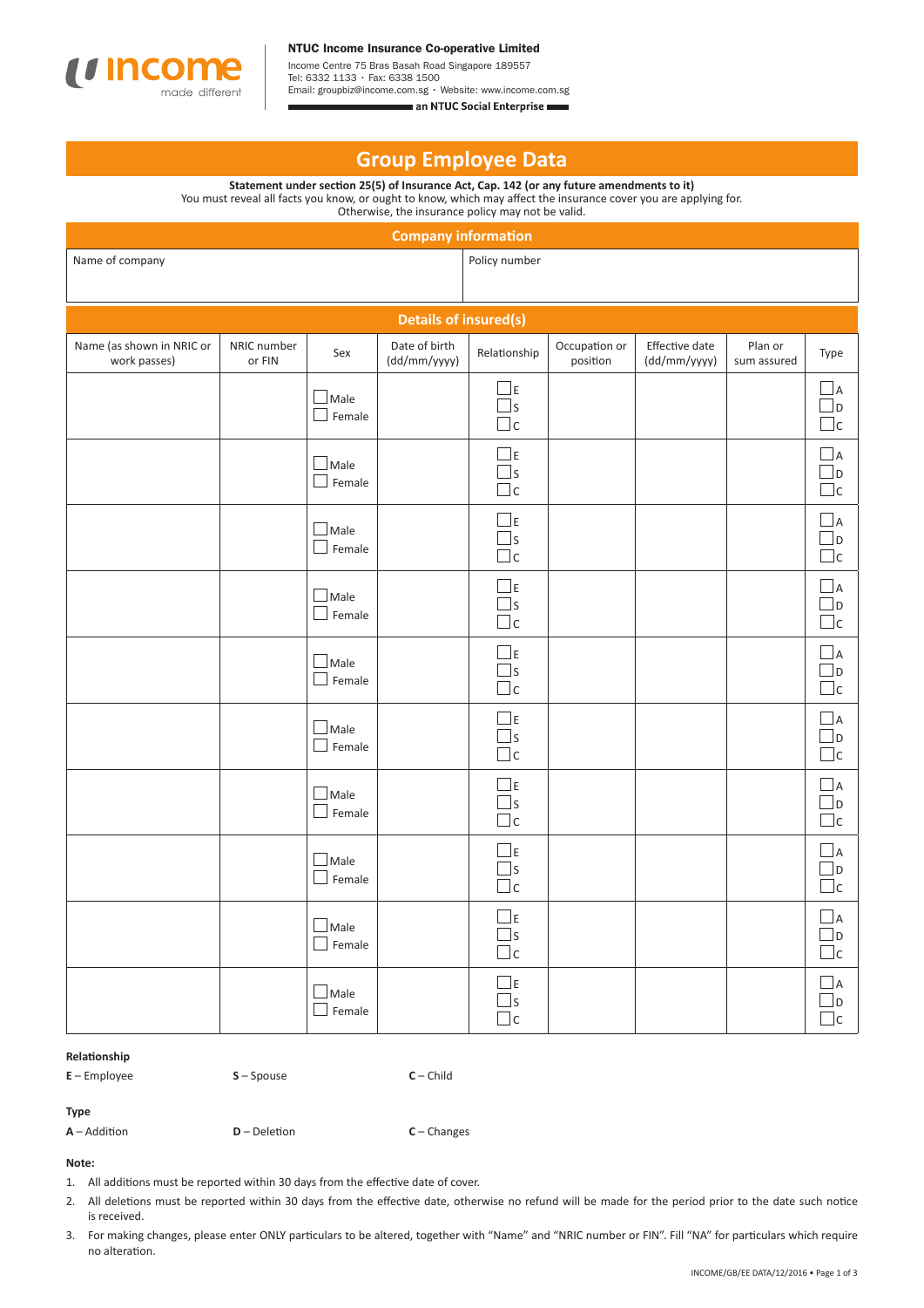**NTUC Income Insurance Co-operative Limited**

Income Centre 75 Bras Basah Road Singapore 189557
Tel: 6332 1133 · Fax: 6338 1500
Email: groupbiz@income.com.sg · Website: www.income.com.sg

**an NTUC Social Enterprise**

# Group Employee Data

**Statement under section 25(5) of Insurance Act, Cap. 142 (or any future amendments to it)**
You must reveal all facts you know, or ought to know, which may affect the insurance cover you are applying for.
Otherwise, the insurance policy may not be valid.

## Company information

| Name of company | Policy number |
|---|---|
| | |

## Details of insured(s)

| Name (as shown in NRIC or work passes) | NRIC number or FIN | Sex | Date of birth (dd/mm/yyyy) | Relationship | Occupation or position | Effective date (dd/mm/yyyy) | Plan or sum assured | Type |
|---|---|---|---|---|---|---|---|---|
| | | ☐ Male ☐ Female | | ☐ E ☐ S ☐ C | | | | ☐ A ☐ D ☐ C |
| | | ☐ Male ☐ Female | | ☐ E ☐ S ☐ C | | | | ☐ A ☐ D ☐ C |
| | | ☐ Male ☐ Female | | ☐ E ☐ S ☐ C | | | | ☐ A ☐ D ☐ C |
| | | ☐ Male ☐ Female | | ☐ E ☐ S ☐ C | | | | ☐ A ☐ D ☐ C |
| | | ☐ Male ☐ Female | | ☐ E ☐ S ☐ C | | | | ☐ A ☐ D ☐ C |
| | | ☐ Male ☐ Female | | ☐ E ☐ S ☐ C | | | | ☐ A ☐ D ☐ C |
| | | ☐ Male ☐ Female | | ☐ E ☐ S ☐ C | | | | ☐ A ☐ D ☐ C |
| | | ☐ Male ☐ Female | | ☐ E ☐ S ☐ C | | | | ☐ A ☐ D ☐ C |
| | | ☐ Male ☐ Female | | ☐ E ☐ S ☐ C | | | | ☐ A ☐ D ☐ C |
| | | ☐ Male ☐ Female | | ☐ E ☐ S ☐ C | | | | ☐ A ☐ D ☐ C |

**Relationship**

**E** – Employee  **S** – Spouse  **C** – Child

**Type**

**A** – Addition  **D** – Deletion  **C** – Changes

**Note:**

1. All additions must be reported within 30 days from the effective date of cover.
2. All deletions must be reported within 30 days from the effective date, otherwise no refund will be made for the period prior to the date such notice is received.
3. For making changes, please enter ONLY particulars to be altered, together with "Name" and "NRIC number or FIN". Fill "NA" for particulars which require no alteration.

INCOME/GB/EE DATA/12/2016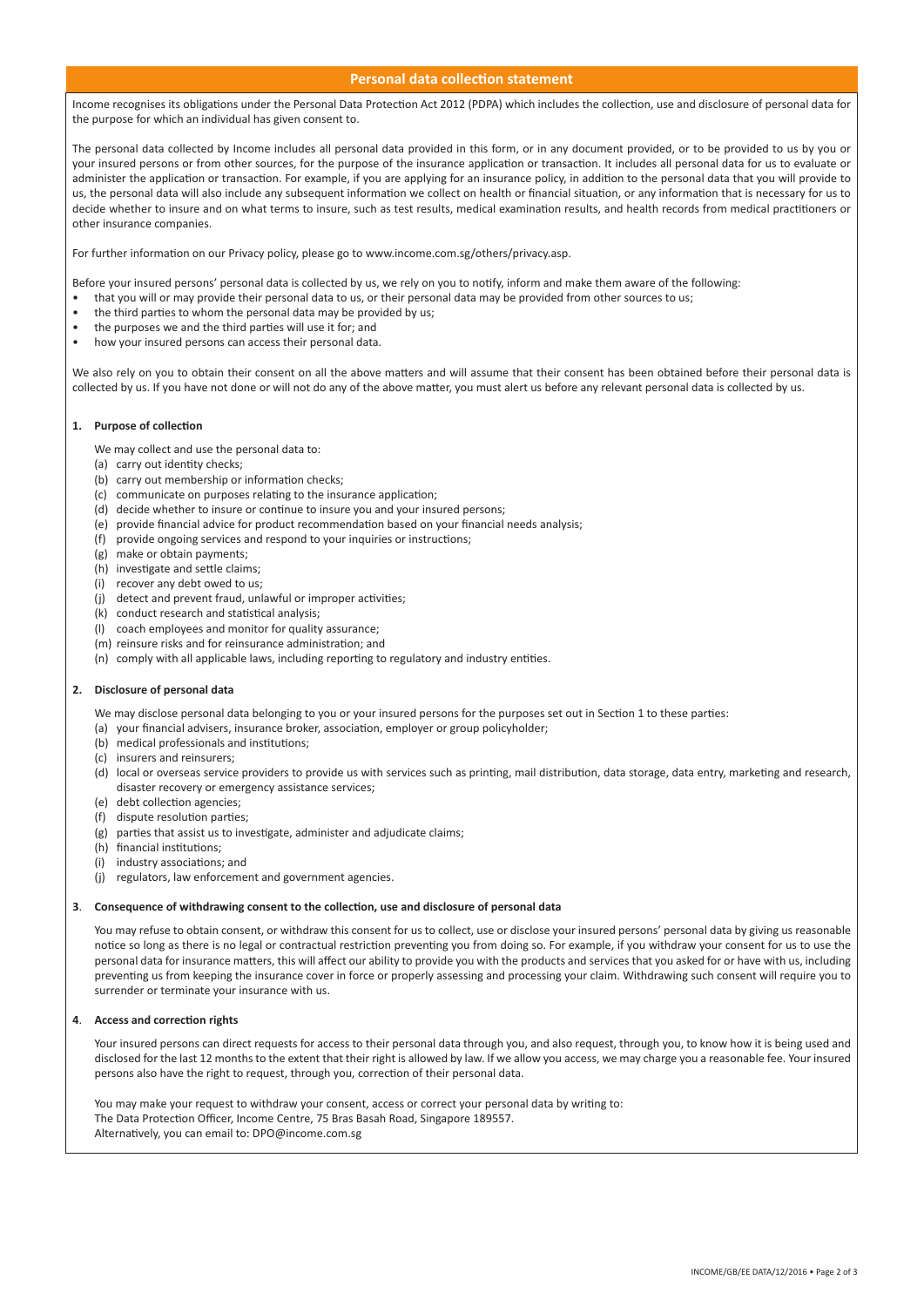## Personal data collection statement

Income recognises its obligations under the Personal Data Protection Act 2012 (PDPA) which includes the collection, use and disclosure of personal data for the purpose for which an individual has given consent to.

The personal data collected by Income includes all personal data provided in this form, or in any document provided, or to be provided to us by you or your insured persons or from other sources, for the purpose of the insurance application or transaction. It includes all personal data for us to evaluate or administer the application or transaction. For example, if you are applying for an insurance policy, in addition to the personal data that you will provide to us, the personal data will also include any subsequent information we collect on health or financial situation, or any information that is necessary for us to decide whether to insure and on what terms to insure, such as test results, medical examination results, and health records from medical practitioners or other insurance companies.

For further information on our Privacy policy, please go to www.income.com.sg/others/privacy.asp.

Before your insured persons' personal data is collected by us, we rely on you to notify, inform and make them aware of the following:

- that you will or may provide their personal data to us, or their personal data may be provided from other sources to us;
- the third parties to whom the personal data may be provided by us;
- the purposes we and the third parties will use it for; and
- how your insured persons can access their personal data.

We also rely on you to obtain their consent on all the above matters and will assume that their consent has been obtained before their personal data is collected by us. If you have not done or will not do any of the above matter, you must alert us before any relevant personal data is collected by us.

### 1. Purpose of collection

We may collect and use the personal data to:

(a) carry out identity checks;
(b) carry out membership or information checks;
(c) communicate on purposes relating to the insurance application;
(d) decide whether to insure or continue to insure you and your insured persons;
(e) provide financial advice for product recommendation based on your financial needs analysis;
(f) provide ongoing services and respond to your inquiries or instructions;
(g) make or obtain payments;
(h) investigate and settle claims;
(i) recover any debt owed to us;
(j) detect and prevent fraud, unlawful or improper activities;
(k) conduct research and statistical analysis;
(l) coach employees and monitor for quality assurance;
(m) reinsure risks and for reinsurance administration; and
(n) comply with all applicable laws, including reporting to regulatory and industry entities.

### 2. Disclosure of personal data

We may disclose personal data belonging to you or your insured persons for the purposes set out in Section 1 to these parties:

(a) your financial advisers, insurance broker, association, employer or group policyholder;
(b) medical professionals and institutions;
(c) insurers and reinsurers;
(d) local or overseas service providers to provide us with services such as printing, mail distribution, data storage, data entry, marketing and research, disaster recovery or emergency assistance services;
(e) debt collection agencies;
(f) dispute resolution parties;
(g) parties that assist us to investigate, administer and adjudicate claims;
(h) financial institutions;
(i) industry associations; and
(j) regulators, law enforcement and government agencies.

### 3. Consequence of withdrawing consent to the collection, use and disclosure of personal data

You may refuse to obtain consent, or withdraw this consent for us to collect, use or disclose your insured persons' personal data by giving us reasonable notice so long as there is no legal or contractual restriction preventing you from doing so. For example, if you withdraw your consent for us to use the personal data for insurance matters, this will affect our ability to provide you with the products and services that you asked for or have with us, including preventing us from keeping the insurance cover in force or properly assessing and processing your claim. Withdrawing such consent will require you to surrender or terminate your insurance with us.

### 4. Access and correction rights

Your insured persons can direct requests for access to their personal data through you, and also request, through you, to know how it is being used and disclosed for the last 12 months to the extent that their right is allowed by law. If we allow you access, we may charge you a reasonable fee. Your insured persons also have the right to request, through you, correction of their personal data.

You may make your request to withdraw your consent, access or correct your personal data by writing to:
The Data Protection Officer, Income Centre, 75 Bras Basah Road, Singapore 189557.
Alternatively, you can email to: DPO@income.com.sg

INCOME/GB/EE DATA/12/2016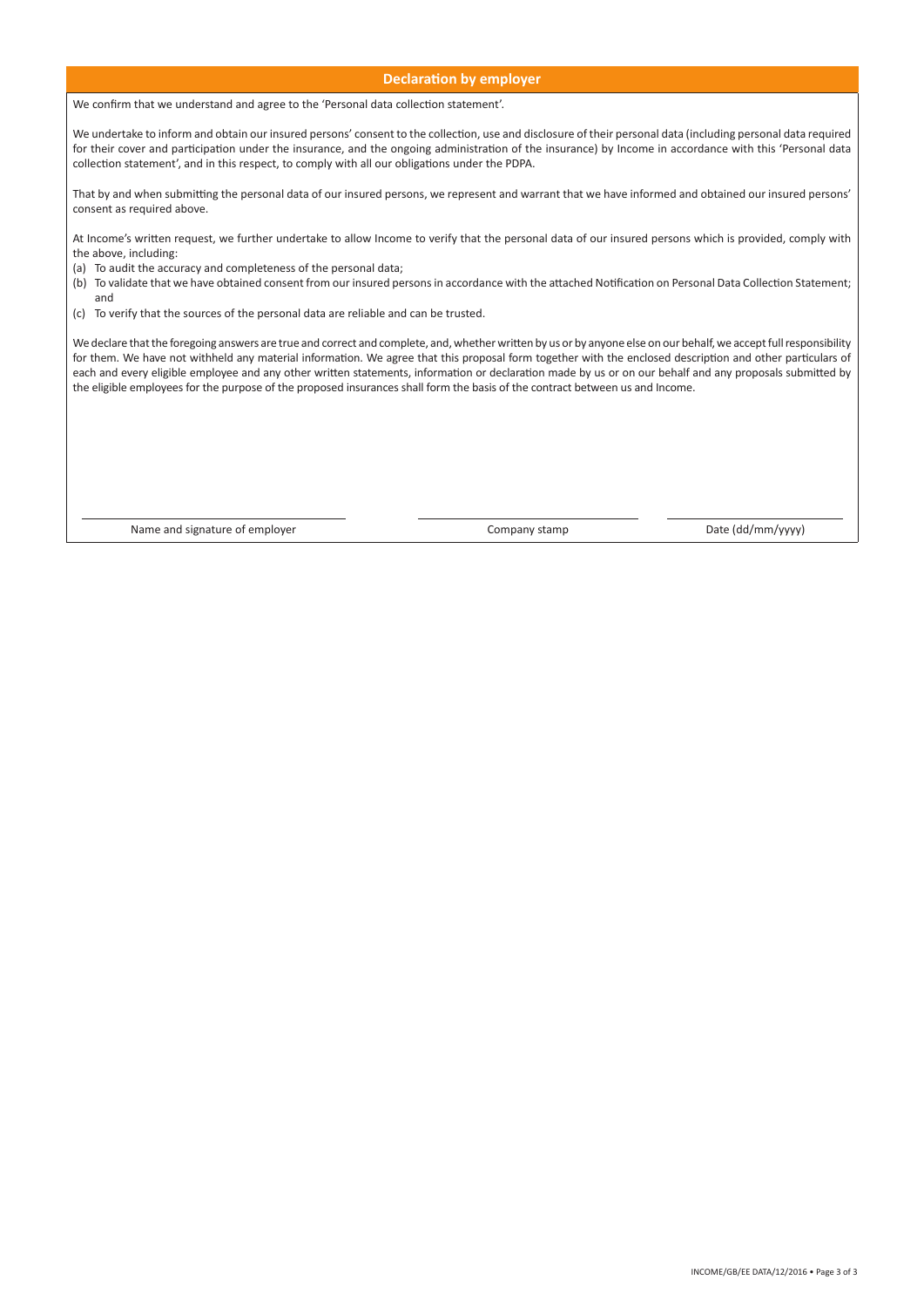## Declaration by employer

We confirm that we understand and agree to the 'Personal data collection statement'.

We undertake to inform and obtain our insured persons' consent to the collection, use and disclosure of their personal data (including personal data required for their cover and participation under the insurance, and the ongoing administration of the insurance) by Income in accordance with this 'Personal data collection statement', and in this respect, to comply with all our obligations under the PDPA.

That by and when submitting the personal data of our insured persons, we represent and warrant that we have informed and obtained our insured persons' consent as required above.

At Income's written request, we further undertake to allow Income to verify that the personal data of our insured persons which is provided, comply with the above, including:

(a) To audit the accuracy and completeness of the personal data;
(b) To validate that we have obtained consent from our insured persons in accordance with the attached Notification on Personal Data Collection Statement; and
(c) To verify that the sources of the personal data are reliable and can be trusted.

We declare that the foregoing answers are true and correct and complete, and, whether written by us or by anyone else on our behalf, we accept full responsibility for them. We have not withheld any material information. We agree that this proposal form together with the enclosed description and other particulars of each and every eligible employee and any other written statements, information or declaration made by us or on our behalf and any proposals submitted by the eligible employees for the purpose of the proposed insurances shall form the basis of the contract between us and Income.

Name and signature of employer

Company stamp

Date (dd/mm/yyyy)

INCOME/GB/EE DATA/12/2016